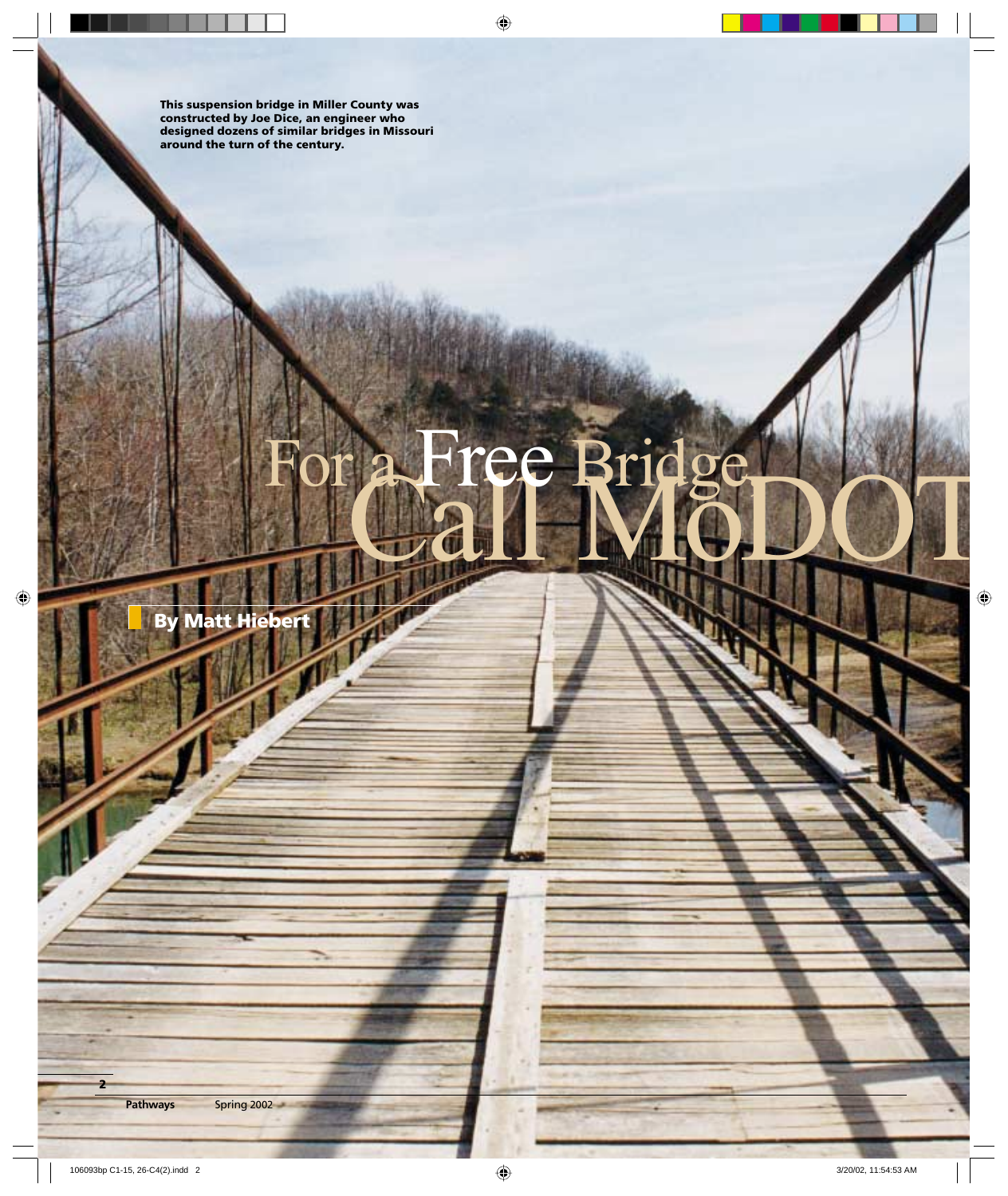This suspension bridge in Miller County was constructed by Joe Dice, an engineer who designed dozens of similar bridges in Missouri around the turn of the century.

# For a Free Bridge Call MoDOT

**By Matt Hiebert**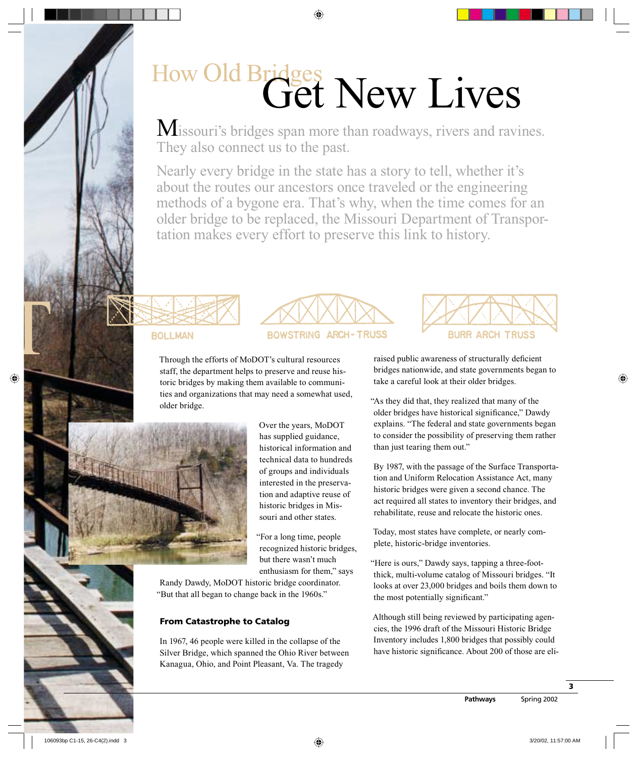# How Old Bridges Get New Lives

Missouri's bridges span more than roadways, rivers and ravines. They also connect us to the past.

Nearly every bridge in the state has a story to tell, whether it's about the routes our ancestors once traveled or the engineering methods of a bygone era. That's why, when the time comes for an older bridge to be replaced, the Missouri Department of Transportation makes every effort to preserve this link to history.

BOLLMAN

BOWSTRING ARCH-TRUSS

BURR ARCH TRUSS

Through the efforts of MoDOT's cultural resources staff, the department helps to preserve and reuse historic bridges by making them available to communities and organizations that may need a somewhat used, older bridge.

Over the years, MoDOT has supplied guidance, historical information and technical data to hundreds of groups and individuals interested in the preservation and adaptive reuse of historic bridges in Missouri and other states.

"For a long time, people recognized historic bridges, but there wasn't much enthusiasm for them," says Randy Dawdy, MoDOT historic bridge coordinator. "But that all began to change back in the 1960s."

### From Catastrophe to Catalog

In 1967, 46 people were killed in the collapse of the Silver Bridge, which spanned the Ohio River between Kanagua, Ohio, and Point Pleasant, Va. The tragedy raised public awareness of structurally deficient bridges nationwide, and state governments began to take a careful look at their older bridges.

"As they did that, they realized that many of the older bridges have historical significance," Dawdy explains. "The federal and state governments began to consider the possibility of preserving them rather than just tearing them out."

By 1987, with the passage of the Surface Transportation and Uniform Relocation Assistance Act, many historic bridges were given a second chance. The act required all states to inventory their bridges, and rehabilitate, reuse and relocate the historic ones.

Today, most states have complete, or nearly complete, historic-bridge inventories.

"Here is ours," Dawdy says, tapping a three-foot-thick, multi-volume catalog of Missouri bridges. "It looks at over 23,000 bridges and boils them down to the most potentially significant."

Although still being reviewed by participating agencies, the 1996 draft of the Missouri Historic Bridge Inventory includes 1,800 bridges that possibly could have historic significance. About 200 of those are eli-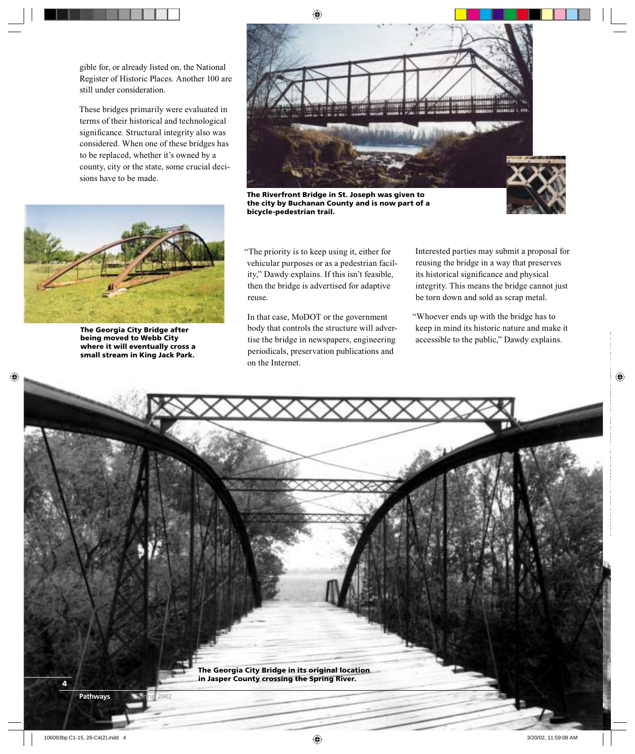gible for, or already listed on, the National Register of Historic Places. Another 100 are still under consideration.

These bridges primarily were evaluated in terms of their historical and technological significance. Structural integrity also was considered. When one of these bridges has to be replaced, whether it's owned by a county, city or the state, some crucial decisions have to be made.

**The Riverfront Bridge in St. Joseph was given to the city by Buchanan County and is now part of a bicycle-pedestrian trail.**

**The Georgia City Bridge after being moved to Webb City where it will eventually cross a small stream in King Jack Park.**

"The priority is to keep using it, either for vehicular purposes or as a pedestrian facility," Dawdy explains. If this isn't feasible, then the bridge is advertised for adaptive reuse.

In that case, MoDOT or the government body that controls the structure will advertise the bridge in newspapers, engineering periodicals, preservation publications and on the Internet.

Interested parties may submit a proposal for reusing the bridge in a way that preserves its historical significance and physical integrity. This means the bridge cannot just be torn down and sold as scrap metal.

"Whoever ends up with the bridge has to keep in mind its historic nature and make it accessible to the public," Dawdy explains.

**The Georgia City Bridge in its original location in Jasper County crossing the Spring River.**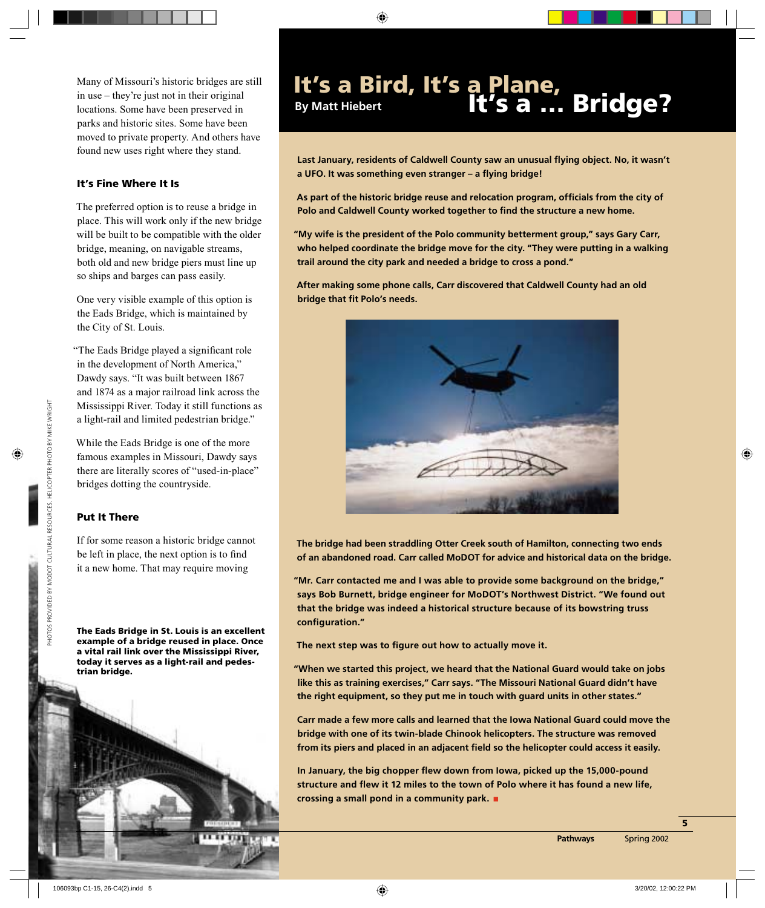Many of Missouri's historic bridges are still in use – they're just not in their original locations. Some have been preserved in parks and historic sites. Some have been moved to private property. And others have found new uses right where they stand.

### It's Fine Where It Is

The preferred option is to reuse a bridge in place. This will work only if the new bridge will be built to be compatible with the older bridge, meaning, on navigable streams, both old and new bridge piers must line up so ships and barges can pass easily.

One very visible example of this option is the Eads Bridge, which is maintained by the City of St. Louis.

"The Eads Bridge played a significant role in the development of North America," Dawdy says. "It was built between 1867 and 1874 as a major railroad link across the Mississippi River. Today it still functions as a light-rail and limited pedestrian bridge."

While the Eads Bridge is one of the more famous examples in Missouri, Dawdy says there are literally scores of "used-in-place" bridges dotting the countryside.

### Put It There

If for some reason a historic bridge cannot be left in place, the next option is to find it a new home. That may require moving

**The Eads Bridge in St. Louis is an excellent example of a bridge reused in place. Once a vital rail link over the Mississippi River, today it serves as a light-rail and pedestrian bridge.**

PHOTOS PROVIDED BY MODOT CULTURAL RESOURCES. HELICOPTER PHOTO BY MIKE WRIGHT

# It's a Bird, It's a Plane, It's a ... Bridge?

**By Matt Hiebert**

**Last January, residents of Caldwell County saw an unusual flying object. No, it wasn't a UFO. It was something even stranger – a flying bridge!**

**As part of the historic bridge reuse and relocation program, officials from the city of Polo and Caldwell County worked together to find the structure a new home.**

**"My wife is the president of the Polo community betterment group," says Gary Carr, who helped coordinate the bridge move for the city. "They were putting in a walking trail around the city park and needed a bridge to cross a pond."**

**After making some phone calls, Carr discovered that Caldwell County had an old bridge that fit Polo's needs.**

**The bridge had been straddling Otter Creek south of Hamilton, connecting two ends of an abandoned road. Carr called MoDOT for advice and historical data on the bridge.**

**"Mr. Carr contacted me and I was able to provide some background on the bridge," says Bob Burnett, bridge engineer for MoDOT's Northwest District. "We found out that the bridge was indeed a historical structure because of its bowstring truss configuration."**

**The next step was to figure out how to actually move it.**

**"When we started this project, we heard that the National Guard would take on jobs like this as training exercises," Carr says. "The Missouri National Guard didn't have the right equipment, so they put me in touch with guard units in other states."**

**Carr made a few more calls and learned that the Iowa National Guard could move the bridge with one of its twin-blade Chinook helicopters. The structure was removed from its piers and placed in an adjacent field so the helicopter could access it easily.**

**In January, the big chopper flew down from Iowa, picked up the 15,000-pound structure and flew it 12 miles to the town of Polo where it has found a new life, crossing a small pond in a community park.** ■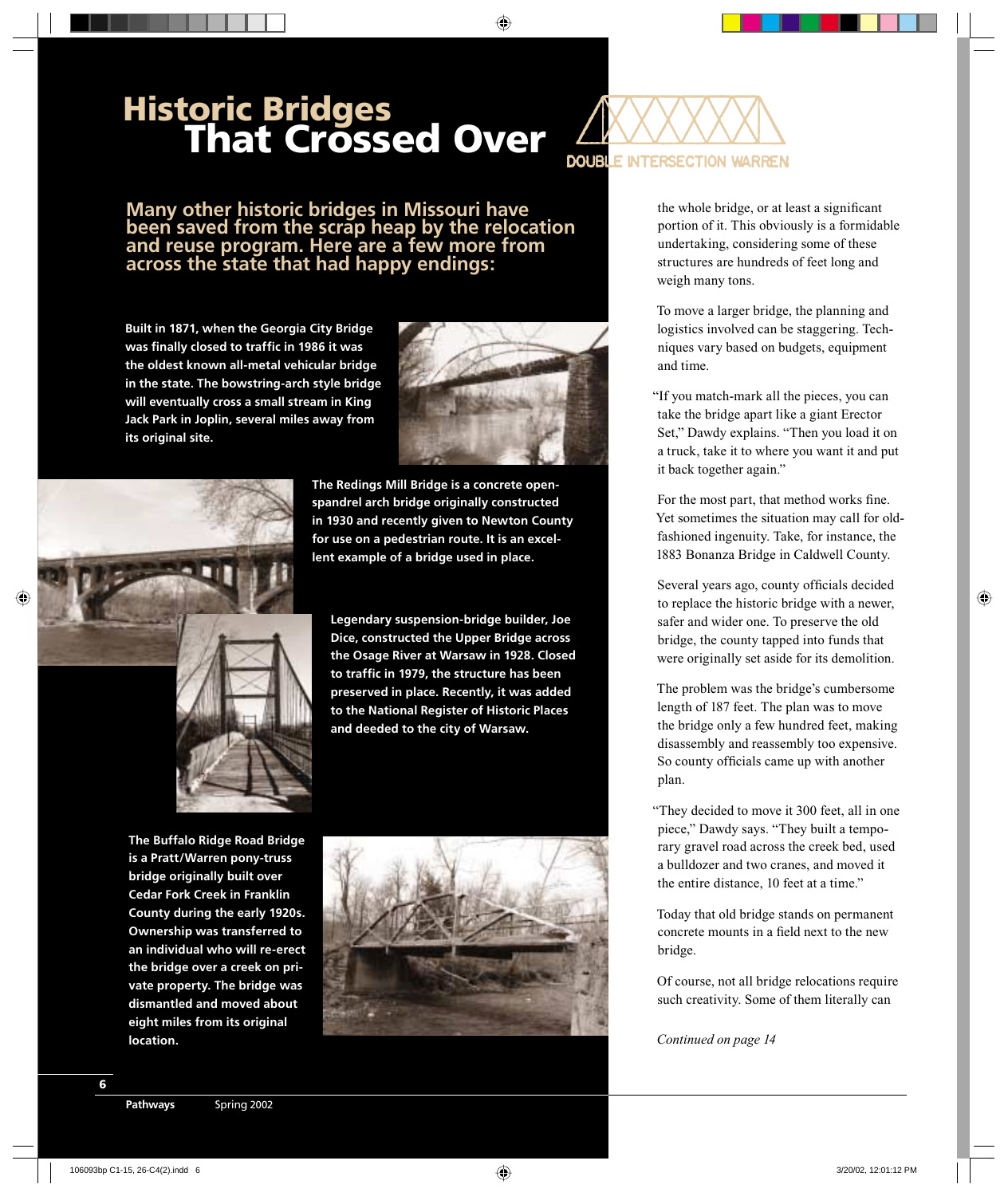# Historic Bridges That Crossed Over

DOUBLE INTERSECTION WARREN

**Many other historic bridges in Missouri have been saved from the scrap heap by the relocation and reuse program. Here are a few more from across the state that had happy endings:**

**Built in 1871, when the Georgia City Bridge was finally closed to traffic in 1986 it was the oldest known all-metal vehicular bridge in the state. The bowstring-arch style bridge will eventually cross a small stream in King Jack Park in Joplin, several miles away from its original site.**

**The Redings Mill Bridge is a concrete open-spandrel arch bridge originally constructed in 1930 and recently given to Newton County for use on a pedestrian route. It is an excellent example of a bridge used in place.**

**Legendary suspension-bridge builder, Joe Dice, constructed the Upper Bridge across the Osage River at Warsaw in 1928. Closed to traffic in 1979, the structure has been preserved in place. Recently, it was added to the National Register of Historic Places and deeded to the city of Warsaw.**

**The Buffalo Ridge Road Bridge is a Pratt/Warren pony-truss bridge originally built over Cedar Fork Creek in Franklin County during the early 1920s. Ownership was transferred to an individual who will re-erect the bridge over a creek on private property. The bridge was dismantled and moved about eight miles from its original location.**

the whole bridge, or at least a significant portion of it. This obviously is a formidable undertaking, considering some of these structures are hundreds of feet long and weigh many tons.

To move a larger bridge, the planning and logistics involved can be staggering. Techniques vary based on budgets, equipment and time.

"If you match-mark all the pieces, you can take the bridge apart like a giant Erector Set," Dawdy explains. "Then you load it on a truck, take it to where you want it and put it back together again."

For the most part, that method works fine. Yet sometimes the situation may call for old-fashioned ingenuity. Take, for instance, the 1883 Bonanza Bridge in Caldwell County.

Several years ago, county officials decided to replace the historic bridge with a newer, safer and wider one. To preserve the old bridge, the county tapped into funds that were originally set aside for its demolition.

The problem was the bridge's cumbersome length of 187 feet. The plan was to move the bridge only a few hundred feet, making disassembly and reassembly too expensive. So county officials came up with another plan.

"They decided to move it 300 feet, all in one piece," Dawdy says. "They built a temporary gravel road across the creek bed, used a bulldozer and two cranes, and moved it the entire distance, 10 feet at a time."

Today that old bridge stands on permanent concrete mounts in a field next to the new bridge.

Of course, not all bridge relocations require such creativity. Some of them literally can

*Continued on page 14*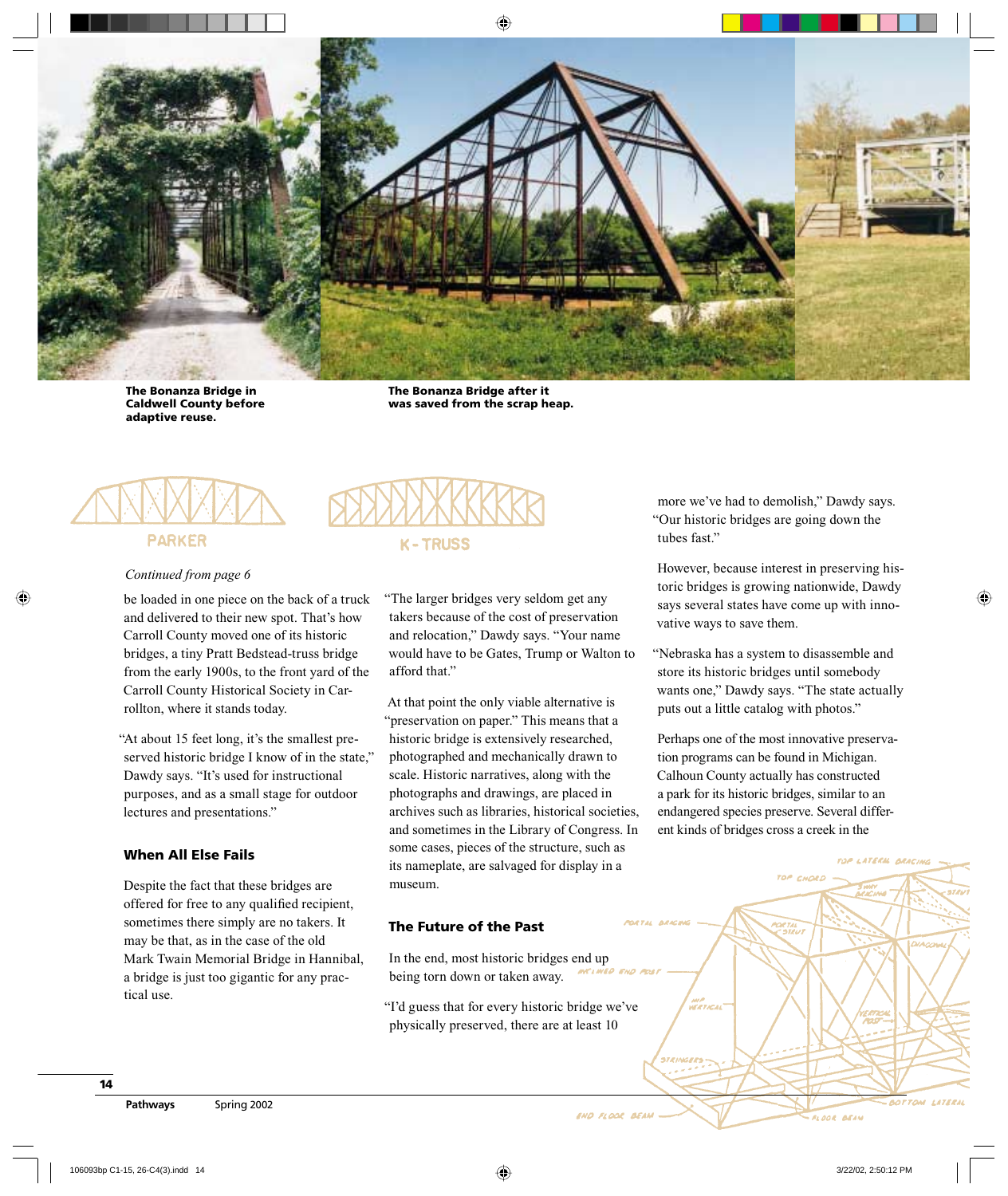The Bonanza Bridge in Caldwell County before adaptive reuse.

The Bonanza Bridge after it was saved from the scrap heap.

*Continued from page 6*

be loaded in one piece on the back of a truck and delivered to their new spot. That's how Carroll County moved one of its historic bridges, a tiny Pratt Bedstead-truss bridge from the early 1900s, to the front yard of the Carroll County Historical Society in Carrollton, where it stands today.

"At about 15 feet long, it's the smallest preserved historic bridge I know of in the state," Dawdy says. "It's used for instructional purposes, and as a small stage for outdoor lectures and presentations."

### When All Else Fails

Despite the fact that these bridges are offered for free to any qualified recipient, sometimes there simply are no takers. It may be that, as in the case of the old Mark Twain Memorial Bridge in Hannibal, a bridge is just too gigantic for any practical use.

"The larger bridges very seldom get any takers because of the cost of preservation and relocation," Dawdy says. "Your name would have to be Gates, Trump or Walton to afford that."

At that point the only viable alternative is "preservation on paper." This means that a historic bridge is extensively researched, photographed and mechanically drawn to scale. Historic narratives, along with the photographs and drawings, are placed in archives such as libraries, historical societies, and sometimes in the Library of Congress. In some cases, pieces of the structure, such as its nameplate, are salvaged for display in a museum.

### The Future of the Past

In the end, most historic bridges end up being torn down or taken away.

"I'd guess that for every historic bridge we've physically preserved, there are at least 10 more we've had to demolish," Dawdy says. "Our historic bridges are going down the tubes fast."

However, because interest in preserving historic bridges is growing nationwide, Dawdy says several states have come up with innovative ways to save them.

"Nebraska has a system to disassemble and store its historic bridges until somebody wants one," Dawdy says. "The state actually puts out a little catalog with photos."

Perhaps one of the most innovative preservation programs can be found in Michigan. Calhoun County actually has constructed a park for its historic bridges, similar to an endangered species preserve. Several different kinds of bridges cross a creek in the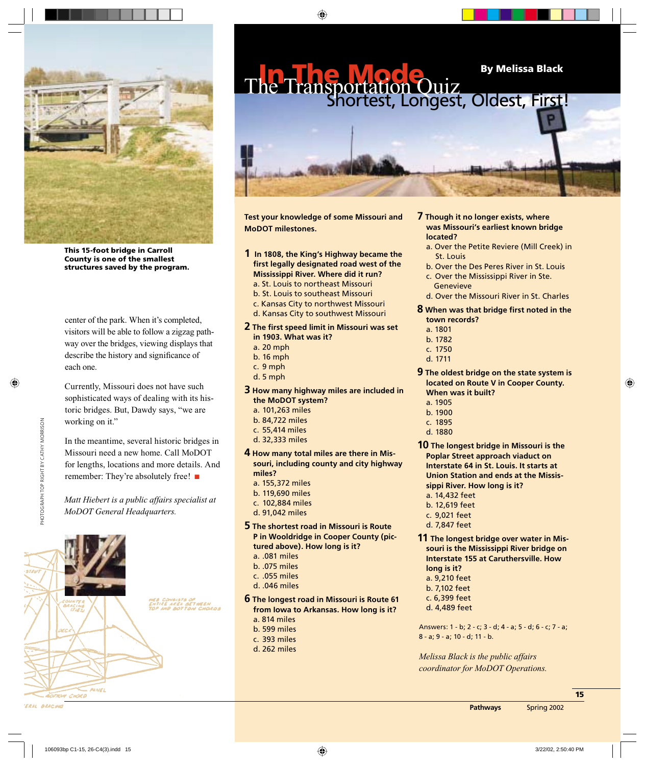This 15-foot bridge in Carroll County is one of the smallest structures saved by the program.

center of the park. When it's completed, visitors will be able to follow a zigzag pathway over the bridges, viewing displays that describe the history and significance of each one.

Currently, Missouri does not have such sophisticated ways of dealing with its historic bridges. But, Dawdy says, "we are working on it."

In the meantime, several historic bridges in Missouri need a new home. Call MoDOT for lengths, locations and more details. And remember: They're absolutely free! ■

*Matt Hiebert is a public affairs specialist at MoDOT General Headquarters.*

PHOTOGRAPH TOP RIGHT BY CATHY MORRISON

# In The Mode

## The Transportation Quiz

## Shortest, Longest, Oldest, First!

**By Melissa Black**

**Test your knowledge of some Missouri and MoDOT milestones.**

**1 In 1808, the King's Highway became the first legally designated road west of the Mississippi River. Where did it run?**
a. St. Louis to northeast Missouri
b. St. Louis to southeast Missouri
c. Kansas City to northwest Missouri
d. Kansas City to southwest Missouri

**2 The first speed limit in Missouri was set in 1903. What was it?**
a. 20 mph
b. 16 mph
c. 9 mph
d. 5 mph

**3 How many highway miles are included in the MoDOT system?**
a. 101,263 miles
b. 84,722 miles
c. 55,414 miles
d. 32,333 miles

**4 How many total miles are there in Missouri, including county and city highway miles?**
a. 155,372 miles
b. 119,690 miles
c. 102,884 miles
d. 91,042 miles

**5 The shortest road in Missouri is Route P in Wooldridge in Cooper County (pictured above). How long is it?**
a. .081 miles
b. .075 miles
c. .055 miles
d. .046 miles

**6 The longest road in Missouri is Route 61 from Iowa to Arkansas. How long is it?**
a. 814 miles
b. 599 miles
c. 393 miles
d. 262 miles

**7 Though it no longer exists, where was Missouri's earliest known bridge located?**
a. Over the Petite Reviere (Mill Creek) in St. Louis
b. Over the Des Peres River in St. Louis
c. Over the Mississippi River in Ste. Genevieve
d. Over the Missouri River in St. Charles

**8 When was that bridge first noted in the town records?**
a. 1801
b. 1782
c. 1750
d. 1711

**9 The oldest bridge on the state system is located on Route V in Cooper County. When was it built?**
a. 1905
b. 1900
c. 1895
d. 1880

**10 The longest bridge in Missouri is the Poplar Street approach viaduct on Interstate 64 in St. Louis. It starts at Union Station and ends at the Mississippi River. How long is it?**
a. 14,432 feet
b. 12,619 feet
c. 9,021 feet
d. 7,847 feet

**11 The longest bridge over water in Missouri is the Mississippi River bridge on Interstate 155 at Caruthersville. How long is it?**
a. 9,210 feet
b. 7,102 feet
c. 6,399 feet
d. 4,489 feet

Answers: 1 - b; 2 - c; 3 - d; 4 - a; 5 - d; 6 - c; 7 - a; 8 - a; 9 - a; 10 - d; 11 - b.

*Melissa Black is the public affairs coordinator for MoDOT Operations.*